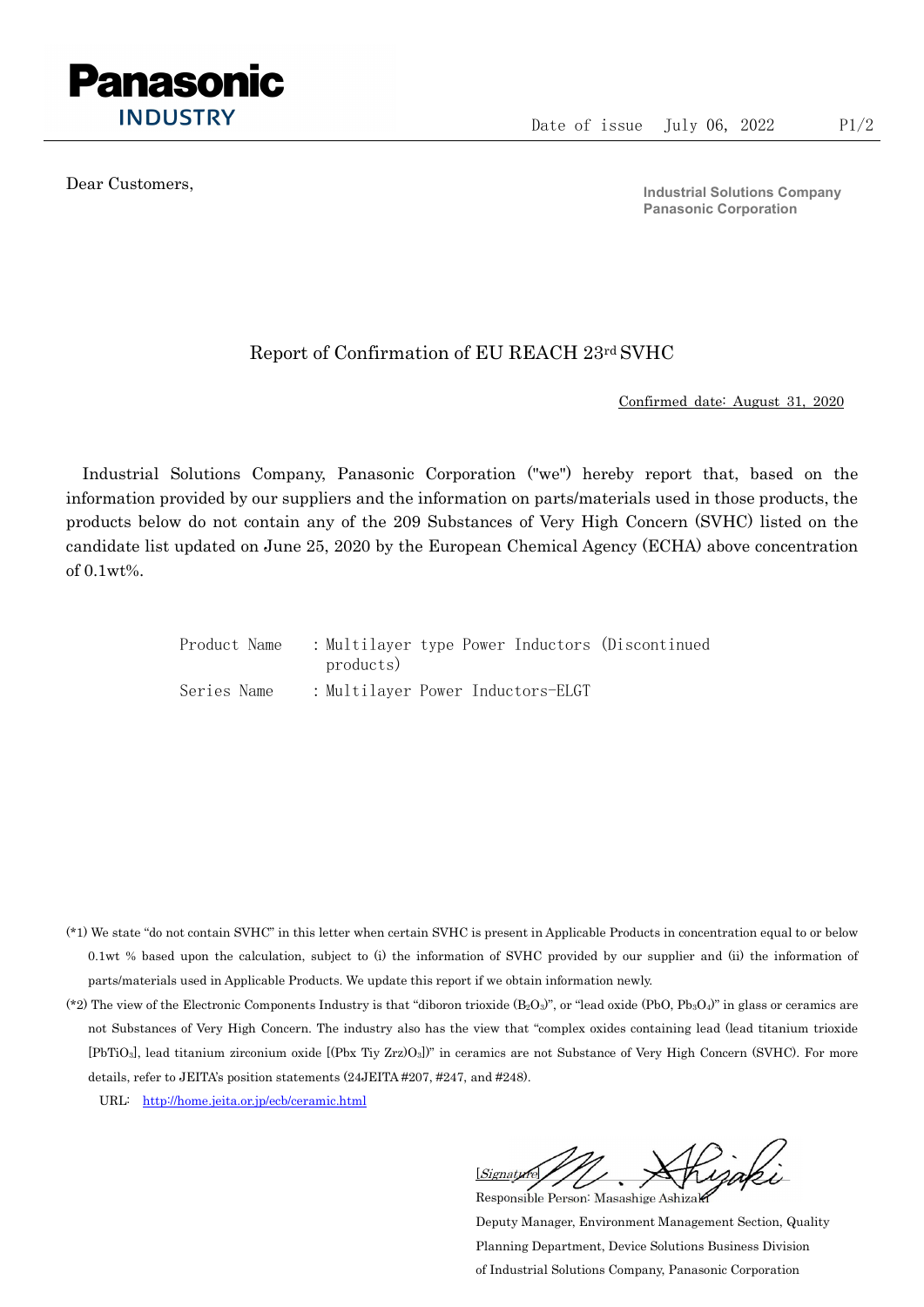Panasonic INDUSTRY

Date of issue July 06, 2022

Dear Customers,

**Industrial Solutions Company**
**Panasonic Corporation**

# Report of Confirmation of EU REACH 23rd SVHC

Confirmed date: August 31, 2020

Industrial Solutions Company, Panasonic Corporation ("we") hereby report that, based on the information provided by our suppliers and the information on parts/materials used in those products, the products below do not contain any of the 209 Substances of Very High Concern (SVHC) listed on the candidate list updated on June 25, 2020 by the European Chemical Agency (ECHA) above concentration of 0.1wt%.

Product Name : Multilayer type Power Inductors (Discontinued products)

Series Name : Multilayer Power Inductors-ELGT

(*1) We state "do not contain SVHC" in this letter when certain SVHC is present in Applicable Products in concentration equal to or below 0.1wt % based upon the calculation, subject to (i) the information of SVHC provided by our supplier and (ii) the information of parts/materials used in Applicable Products. We update this report if we obtain information newly.

(*2) The view of the Electronic Components Industry is that "diboron trioxide ($B_2O_3$)", or "lead oxide ($PbO$, $Pb_3O_4$)" in glass or ceramics are not Substances of Very High Concern. The industry also has the view that "complex oxides containing lead (lead titanium trioxide [$PbTiO_3$], lead titanium zirconium oxide [$(Pbx\ Tiy\ Zrz)O_3$])" in ceramics are not Substance of Very High Concern (SVHC). For more details, refer to JEITA's position statements (24JEITA #207, #247, and #248).

URL: http://home.jeita.or.jp/ecb/ceramic.html

[Signature] M. Ashizaki

Responsible Person: Masashige Ashizaki

Deputy Manager, Environment Management Section, Quality Planning Department, Device Solutions Business Division of Industrial Solutions Company, Panasonic Corporation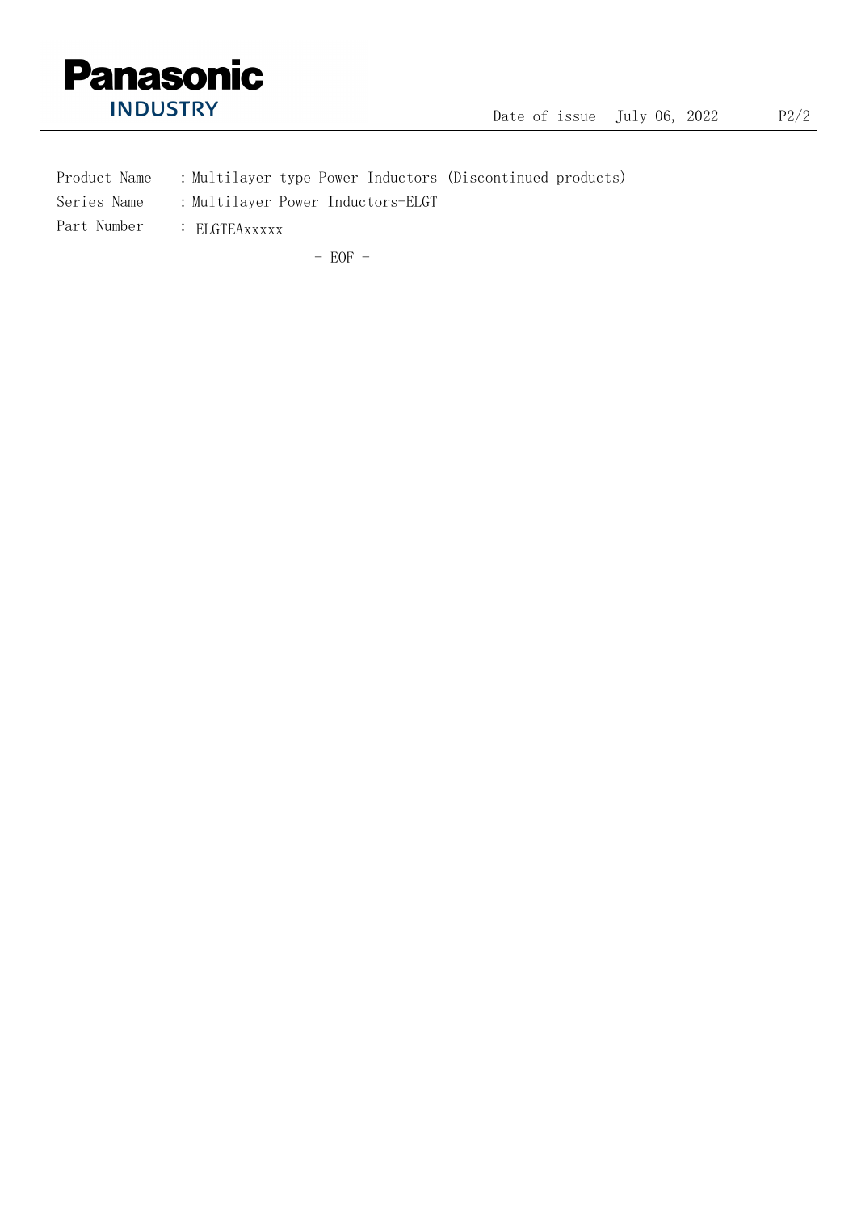Product Name : Multilayer type Power Inductors (Discontinued products)

Series Name : Multilayer Power Inductors-ELGT

Part Number : ELGTEAxxxxx

- EOF -